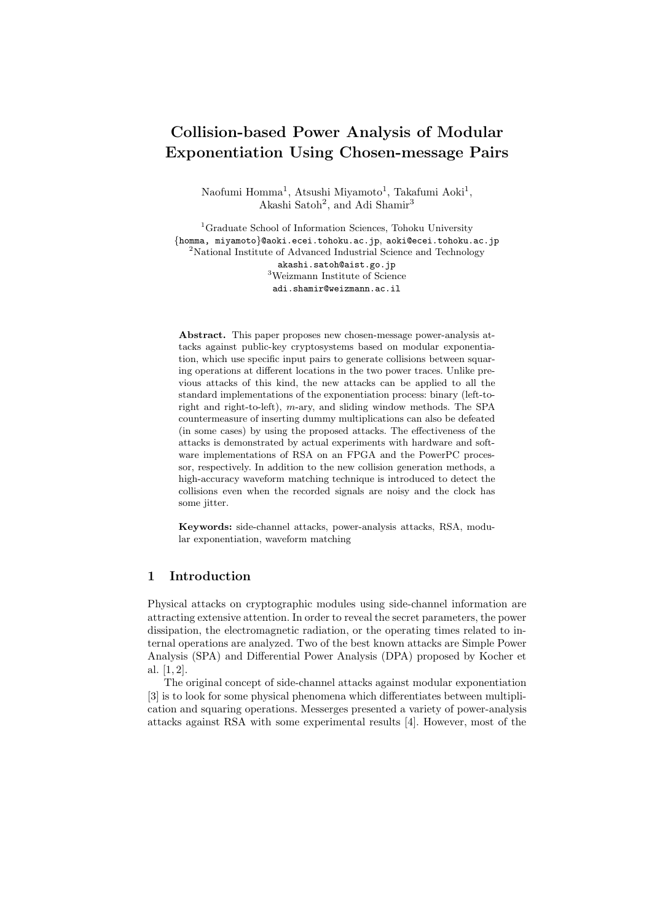# Collision-based Power Analysis of Modular Exponentiation Using Chosen-message Pairs

Naofumi Homma[1], Atsushi Miyamoto[1], Takafumi Aoki[1], Akashi Satoh[2], and Adi Shamir[3]

[1]Graduate School of Information Sciences, Tohoku University
{homma, miyamoto}@aoki.ecei.tohoku.ac.jp, aoki@ecei.tohoku.ac.jp
[2]National Institute of Advanced Industrial Science and Technology
akashi.satoh@aist.go.jp
[3]Weizmann Institute of Science
adi.shamir@weizmann.ac.il

**Abstract.** This paper proposes new chosen-message power-analysis attacks against public-key cryptosystems based on modular exponentiation, which use specific input pairs to generate collisions between squaring operations at different locations in the two power traces. Unlike previous attacks of this kind, the new attacks can be applied to all the standard implementations of the exponentiation process: binary (left-to-right and right-to-left), $m$-ary, and sliding window methods. The SPA countermeasure of inserting dummy multiplications can also be defeated (in some cases) by using the proposed attacks. The effectiveness of the attacks is demonstrated by actual experiments with hardware and software implementations of RSA on an FPGA and the PowerPC processor, respectively. In addition to the new collision generation methods, a high-accuracy waveform matching technique is introduced to detect the collisions even when the recorded signals are noisy and the clock has some jitter.

**Keywords:** side-channel attacks, power-analysis attacks, RSA, modular exponentiation, waveform matching

## 1 Introduction

Physical attacks on cryptographic modules using side-channel information are attracting extensive attention. In order to reveal the secret parameters, the power dissipation, the electromagnetic radiation, or the operating times related to internal operations are analyzed. Two of the best known attacks are Simple Power Analysis (SPA) and Differential Power Analysis (DPA) proposed by Kocher et al. [1, 2].

The original concept of side-channel attacks against modular exponentiation [3] is to look for some physical phenomena which differentiates between multiplication and squaring operations. Messerges presented a variety of power-analysis attacks against RSA with some experimental results [4]. However, most of the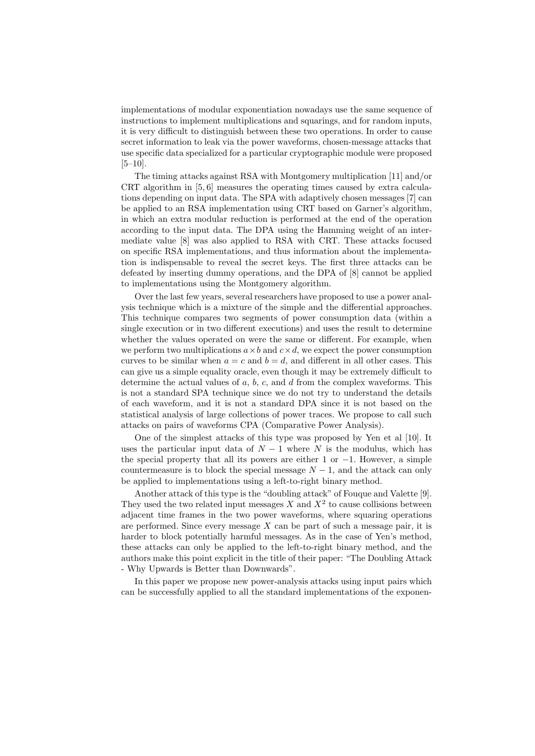implementations of modular exponentiation nowadays use the same sequence of instructions to implement multiplications and squarings, and for random inputs, it is very difficult to distinguish between these two operations. In order to cause secret information to leak via the power waveforms, chosen-message attacks that use specific data specialized for a particular cryptographic module were proposed [5–10].

The timing attacks against RSA with Montgomery multiplication [11] and/or CRT algorithm in [5, 6] measures the operating times caused by extra calculations depending on input data. The SPA with adaptively chosen messages [7] can be applied to an RSA implementation using CRT based on Garner's algorithm, in which an extra modular reduction is performed at the end of the operation according to the input data. The DPA using the Hamming weight of an intermediate value [8] was also applied to RSA with CRT. These attacks focused on specific RSA implementations, and thus information about the implementation is indispensable to reveal the secret keys. The first three attacks can be defeated by inserting dummy operations, and the DPA of [8] cannot be applied to implementations using the Montgomery algorithm.

Over the last few years, several researchers have proposed to use a power analysis technique which is a mixture of the simple and the differential approaches. This technique compares two segments of power consumption data (within a single execution or in two different executions) and uses the result to determine whether the values operated on were the same or different. For example, when we perform two multiplications $a \times b$ and $c \times d$, we expect the power consumption curves to be similar when $a = c$ and $b = d$, and different in all other cases. This can give us a simple equality oracle, even though it may be extremely difficult to determine the actual values of $a$, $b$, $c$, and $d$ from the complex waveforms. This is not a standard SPA technique since we do not try to understand the details of each waveform, and it is not a standard DPA since it is not based on the statistical analysis of large collections of power traces. We propose to call such attacks on pairs of waveforms CPA (Comparative Power Analysis).

One of the simplest attacks of this type was proposed by Yen et al [10]. It uses the particular input data of $N-1$ where $N$ is the modulus, which has the special property that all its powers are either 1 or $-1$. However, a simple countermeasure is to block the special message $N-1$, and the attack can only be applied to implementations using a left-to-right binary method.

Another attack of this type is the "doubling attack" of Fouque and Valette [9]. They used the two related input messages $X$ and $X^2$ to cause collisions between adjacent time frames in the two power waveforms, where squaring operations are performed. Since every message $X$ can be part of such a message pair, it is harder to block potentially harmful messages. As in the case of Yen's method, these attacks can only be applied to the left-to-right binary method, and the authors make this point explicit in the title of their paper: "The Doubling Attack - Why Upwards is Better than Downwards".

In this paper we propose new power-analysis attacks using input pairs which can be successfully applied to all the standard implementations of the exponen-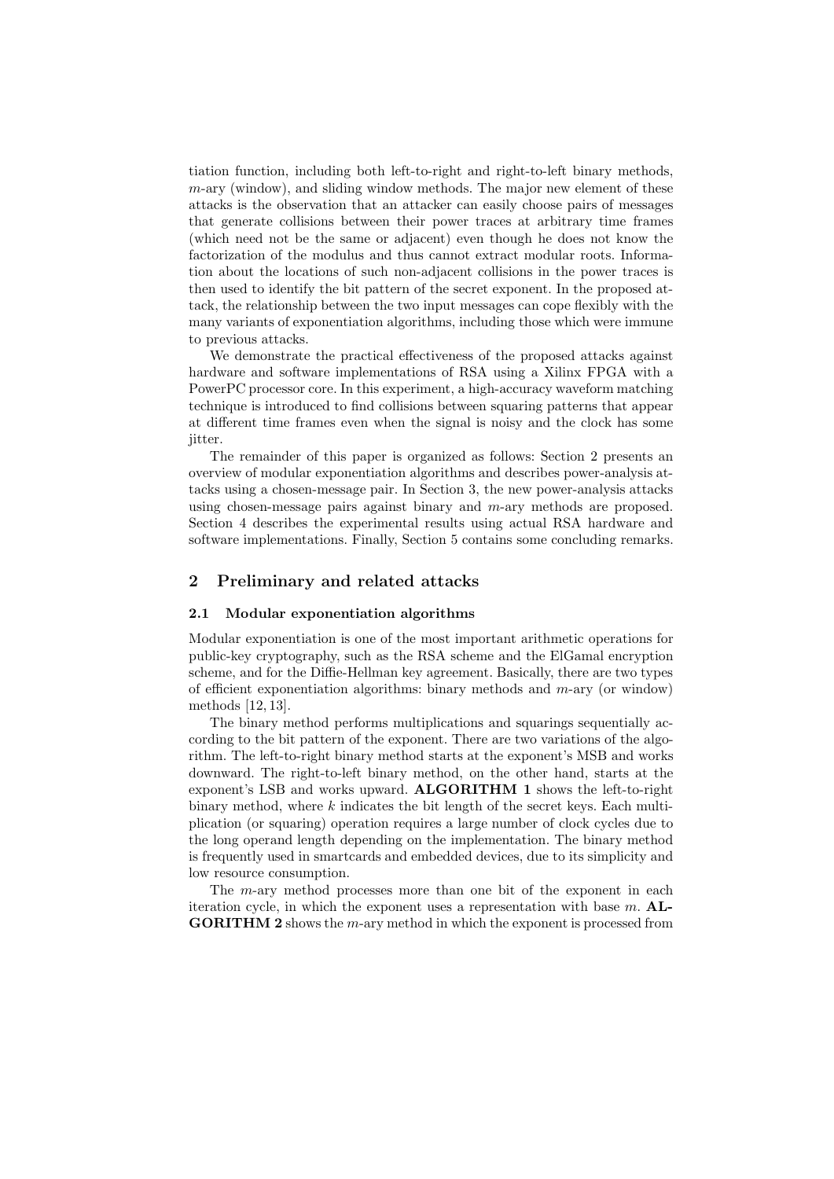tiation function, including both left-to-right and right-to-left binary methods, $m$-ary (window), and sliding window methods. The major new element of these attacks is the observation that an attacker can easily choose pairs of messages that generate collisions between their power traces at arbitrary time frames (which need not be the same or adjacent) even though he does not know the factorization of the modulus and thus cannot extract modular roots. Information about the locations of such non-adjacent collisions in the power traces is then used to identify the bit pattern of the secret exponent. In the proposed attack, the relationship between the two input messages can cope flexibly with the many variants of exponentiation algorithms, including those which were immune to previous attacks.

We demonstrate the practical effectiveness of the proposed attacks against hardware and software implementations of RSA using a Xilinx FPGA with a PowerPC processor core. In this experiment, a high-accuracy waveform matching technique is introduced to find collisions between squaring patterns that appear at different time frames even when the signal is noisy and the clock has some jitter.

The remainder of this paper is organized as follows: Section 2 presents an overview of modular exponentiation algorithms and describes power-analysis attacks using a chosen-message pair. In Section 3, the new power-analysis attacks using chosen-message pairs against binary and $m$-ary methods are proposed. Section 4 describes the experimental results using actual RSA hardware and software implementations. Finally, Section 5 contains some concluding remarks.

## 2 Preliminary and related attacks

### 2.1 Modular exponentiation algorithms

Modular exponentiation is one of the most important arithmetic operations for public-key cryptography, such as the RSA scheme and the ElGamal encryption scheme, and for the Diffie-Hellman key agreement. Basically, there are two types of efficient exponentiation algorithms: binary methods and $m$-ary (or window) methods [12, 13].

The binary method performs multiplications and squarings sequentially according to the bit pattern of the exponent. There are two variations of the algorithm. The left-to-right binary method starts at the exponent's MSB and works downward. The right-to-left binary method, on the other hand, starts at the exponent's LSB and works upward. **ALGORITHM 1** shows the left-to-right binary method, where $k$ indicates the bit length of the secret keys. Each multiplication (or squaring) operation requires a large number of clock cycles due to the long operand length depending on the implementation. The binary method is frequently used in smartcards and embedded devices, due to its simplicity and low resource consumption.

The $m$-ary method processes more than one bit of the exponent in each iteration cycle, in which the exponent uses a representation with base $m$. **ALGORITHM 2** shows the $m$-ary method in which the exponent is processed from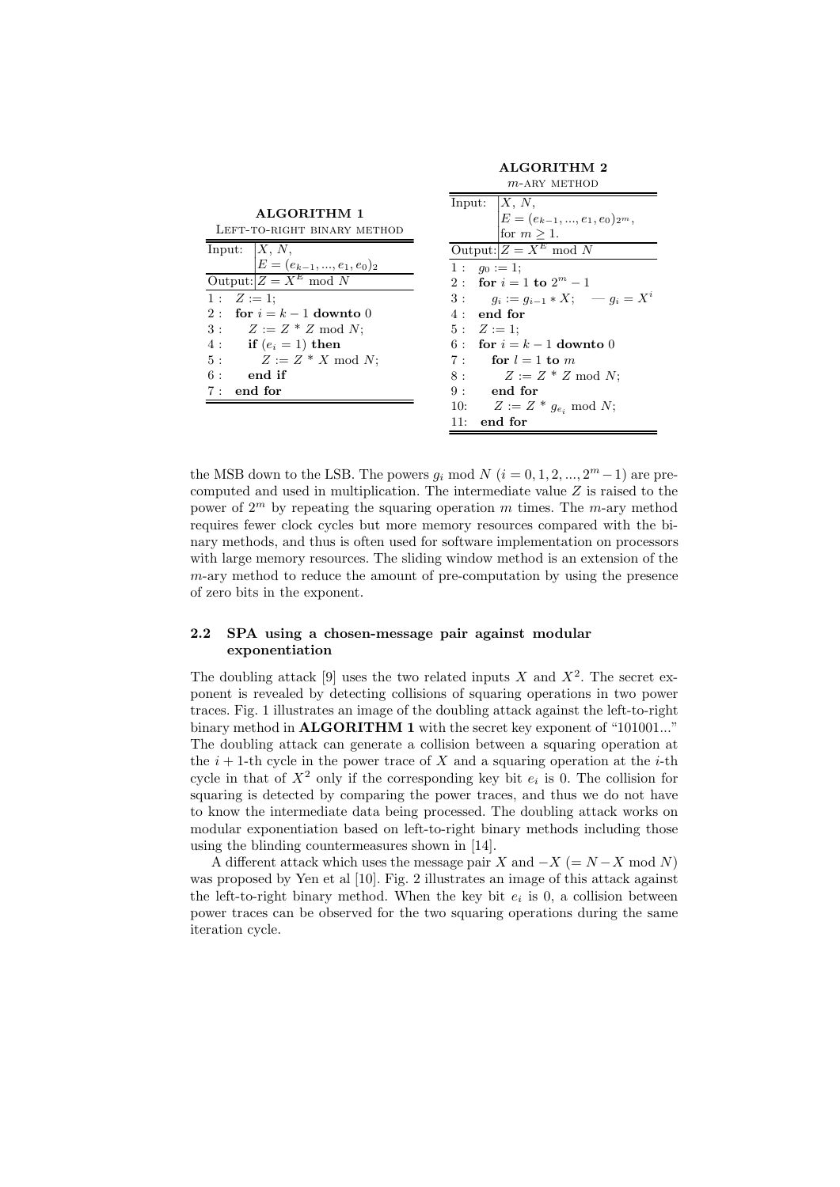**ALGORITHM 1**
Left-to-right binary method

```
Input:  X, N,
        E = (e_{k-1}, ..., e_1, e_0)_2
Output: Z = X^E mod N
1 :  Z := 1;
2 :  for i = k - 1 downto 0
3 :     Z := Z * Z mod N;
4 :     if (e_i = 1) then
5 :        Z := Z * X mod N;
6 :     end if
7 :  end for
```

**ALGORITHM 2**
$m$-ary method

```
Input:  X, N,
        E = (e_{k-1}, ..., e_1, e_0)_{2^m},
        for m ≥ 1.
Output: Z = X^E mod N
1 :  g_0 := 1;
2 :  for i = 1 to 2^m - 1
3 :     g_i := g_{i-1} * X;    — g_i = X^i
4 :  end for
5 :  Z := 1;
6 :  for i = k - 1 downto 0
7 :     for l = 1 to m
8 :        Z := Z * Z mod N;
9 :     end for
10:     Z := Z * g_{e_i} mod N;
11:  end for
```

the MSB down to the LSB. The powers $g_i \bmod N$ $(i = 0, 1, 2, ..., 2^m - 1)$ are pre-computed and used in multiplication. The intermediate value $Z$ is raised to the power of $2^m$ by repeating the squaring operation $m$ times. The $m$-ary method requires fewer clock cycles but more memory resources compared with the binary methods, and thus is often used for software implementation on processors with large memory resources. The sliding window method is an extension of the $m$-ary method to reduce the amount of pre-computation by using the presence of zero bits in the exponent.

### 2.2 SPA using a chosen-message pair against modular exponentiation

The doubling attack [9] uses the two related inputs $X$ and $X^2$. The secret exponent is revealed by detecting collisions of squaring operations in two power traces. Fig. 1 illustrates an image of the doubling attack against the left-to-right binary method in **ALGORITHM 1** with the secret key exponent of "101001..." The doubling attack can generate a collision between a squaring operation at the $i+1$-th cycle in the power trace of $X$ and a squaring operation at the $i$-th cycle in that of $X^2$ only if the corresponding key bit $e_i$ is 0. The collision for squaring is detected by comparing the power traces, and thus we do not have to know the intermediate data being processed. The doubling attack works on modular exponentiation based on left-to-right binary methods including those using the blinding countermeasures shown in [14].

A different attack which uses the message pair $X$ and $-X$ $(= N - X \bmod N)$ was proposed by Yen et al [10]. Fig. 2 illustrates an image of this attack against the left-to-right binary method. When the key bit $e_i$ is 0, a collision between power traces can be observed for the two squaring operations during the same iteration cycle.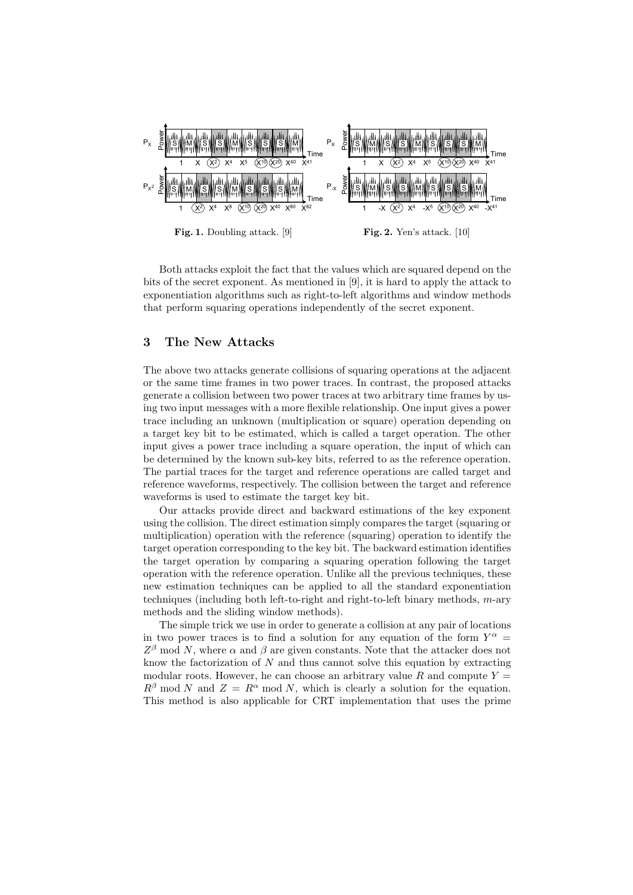$P_X$

Power

S M S S M S S S M

Time

1 X $X^2$ $X^4$ $X^5$ $X^{10}$ $X^{20}$ $X^{40}$ $X^{41}$

$P_{X^2}$

Power

S M S S M S S S M

Time

1 $X^2$ $X^4$ $X^8$ $X^{10}$ $X^{20}$ $X^{40}$ $X^{80}$ $X^{82}$

**Fig. 1.** Doubling attack. [9]

$P_X$

Power

S M S S M S S S M

Time

1 X $X^2$ $X^4$ $X^5$ $X^{10}$ $X^{20}$ $X^{40}$ $X^{41}$

$P_{-X}$

Power

S M S S M S S S M

Time

1 -X $X^2$ $X^4$ $-X^5$ $X^{10}$ $X^{20}$ $X^{40}$ $-X^{41}$

**Fig. 2.** Yen's attack. [10]

Both attacks exploit the fact that the values which are squared depend on the bits of the secret exponent. As mentioned in [9], it is hard to apply the attack to exponentiation algorithms such as right-to-left algorithms and window methods that perform squaring operations independently of the secret exponent.

## 3 The New Attacks

The above two attacks generate collisions of squaring operations at the adjacent or the same time frames in two power traces. In contrast, the proposed attacks generate a collision between two power traces at two arbitrary time frames by using two input messages with a more flexible relationship. One input gives a power trace including an unknown (multiplication or square) operation depending on a target key bit to be estimated, which is called a target operation. The other input gives a power trace including a square operation, the input of which can be determined by the known sub-key bits, referred to as the reference operation. The partial traces for the target and reference operations are called target and reference waveforms, respectively. The collision between the target and reference waveforms is used to estimate the target key bit.

Our attacks provide direct and backward estimations of the key exponent using the collision. The direct estimation simply compares the target (squaring or multiplication) operation with the reference (squaring) operation to identify the target operation corresponding to the key bit. The backward estimation identifies the target operation by comparing a squaring operation following the target operation with the reference operation. Unlike all the previous techniques, these new estimation techniques can be applied to all the standard exponentiation techniques (including both left-to-right and right-to-left binary methods, $m$-ary methods and the sliding window methods).

The simple trick we use in order to generate a collision at any pair of locations in two power traces is to find a solution for any equation of the form $Y^\alpha = Z^\beta \bmod N$, where $\alpha$ and $\beta$ are given constants. Note that the attacker does not know the factorization of $N$ and thus cannot solve this equation by extracting modular roots. However, he can choose an arbitrary value $R$ and compute $Y = R^\beta \bmod N$ and $Z = R^\alpha \bmod N$, which is clearly a solution for the equation. This method is also applicable for CRT implementation that uses the prime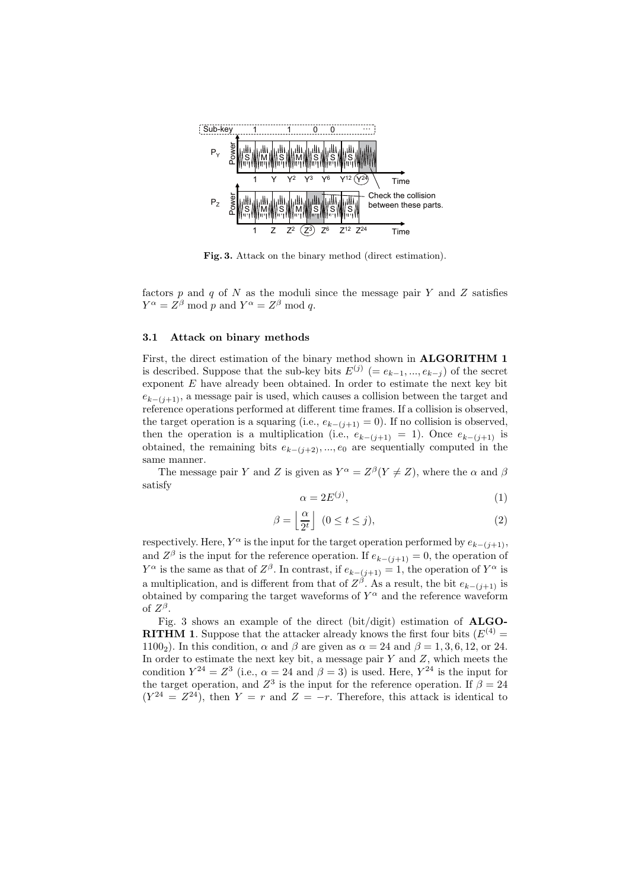**Fig. 3.** Attack on the binary method (direct estimation).

factors $p$ and $q$ of $N$ as the moduli since the message pair $Y$ and $Z$ satisfies $Y^\alpha = Z^\beta \bmod p$ and $Y^\alpha = Z^\beta \bmod q$.

### 3.1 Attack on binary methods

First, the direct estimation of the binary method shown in **ALGORITHM 1** is described. Suppose that the sub-key bits $E^{(j)}$ $(= e_{k-1}, ..., e_{k-j})$ of the secret exponent $E$ have already been obtained. In order to estimate the next key bit $e_{k-(j+1)}$, a message pair is used, which causes a collision between the target and reference operations performed at different time frames. If a collision is observed, the target operation is a squaring (i.e., $e_{k-(j+1)} = 0$). If no collision is observed, then the operation is a multiplication (i.e., $e_{k-(j+1)} = 1$). Once $e_{k-(j+1)}$ is obtained, the remaining bits $e_{k-(j+2)}, ..., e_0$ are sequentially computed in the same manner.

The message pair $Y$ and $Z$ is given as $Y^\alpha = Z^\beta (Y \neq Z)$, where the $\alpha$ and $\beta$ satisfy

$$\alpha = 2E^{(j)}, \tag{1}$$

$$\beta = \left\lfloor \frac{\alpha}{2^t} \right\rfloor \ \ (0 \leq t \leq j), \tag{2}$$

respectively. Here, $Y^\alpha$ is the input for the target operation performed by $e_{k-(j+1)}$, and $Z^\beta$ is the input for the reference operation. If $e_{k-(j+1)} = 0$, the operation of $Y^\alpha$ is the same as that of $Z^\beta$. In contrast, if $e_{k-(j+1)} = 1$, the operation of $Y^\alpha$ is a multiplication, and is different from that of $Z^\beta$. As a result, the bit $e_{k-(j+1)}$ is obtained by comparing the target waveforms of $Y^\alpha$ and the reference waveform of $Z^\beta$.

Fig. 3 shows an example of the direct (bit/digit) estimation of **ALGORITHM 1**. Suppose that the attacker already knows the first four bits ($E^{(4)} = 1100_2$). In this condition, $\alpha$ and $\beta$ are given as $\alpha = 24$ and $\beta = 1, 3, 6, 12$, or $24$. In order to estimate the next key bit, a message pair $Y$ and $Z$, which meets the condition $Y^{24} = Z^3$ (i.e., $\alpha = 24$ and $\beta = 3$) is used. Here, $Y^{24}$ is the input for the target operation, and $Z^3$ is the input for the reference operation. If $\beta = 24$ ($Y^{24} = Z^{24}$), then $Y = r$ and $Z = -r$. Therefore, this attack is identical to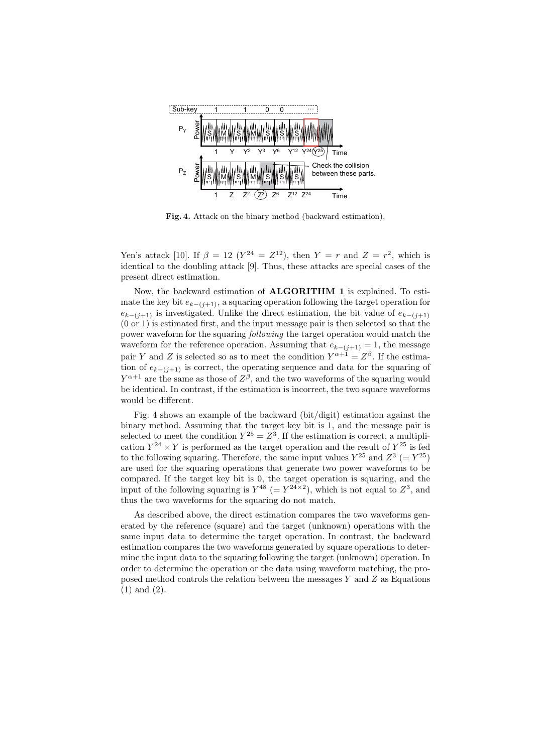**Fig. 4.** Attack on the binary method (backward estimation).

Yen's attack [10]. If $\beta = 12$ ($Y^{24} = Z^{12}$), then $Y = r$ and $Z = r^2$, which is identical to the doubling attack [9]. Thus, these attacks are special cases of the present direct estimation.

Now, the backward estimation of **ALGORITHM 1** is explained. To estimate the key bit $e_{k-(j+1)}$, a squaring operation following the target operation for $e_{k-(j+1)}$ is investigated. Unlike the direct estimation, the bit value of $e_{k-(j+1)}$ (0 or 1) is estimated first, and the input message pair is then selected so that the power waveform for the squaring *following* the target operation would match the waveform for the reference operation. Assuming that $e_{k-(j+1)} = 1$, the message pair $Y$ and $Z$ is selected so as to meet the condition $Y^{\alpha+1} = Z^{\beta}$. If the estimation of $e_{k-(j+1)}$ is correct, the operating sequence and data for the squaring of $Y^{\alpha+1}$ are the same as those of $Z^{\beta}$, and the two waveforms of the squaring would be identical. In contrast, if the estimation is incorrect, the two square waveforms would be different.

Fig. 4 shows an example of the backward (bit/digit) estimation against the binary method. Assuming that the target key bit is 1, and the message pair is selected to meet the condition $Y^{25} = Z^3$. If the estimation is correct, a multiplication $Y^{24} \times Y$ is performed as the target operation and the result of $Y^{25}$ is fed to the following squaring. Therefore, the same input values $Y^{25}$ and $Z^3$ ($= Y^{25}$) are used for the squaring operations that generate two power waveforms to be compared. If the target key bit is 0, the target operation is squaring, and the input of the following squaring is $Y^{48}$ ($= Y^{24\times 2}$), which is not equal to $Z^3$, and thus the two waveforms for the squaring do not match.

As described above, the direct estimation compares the two waveforms generated by the reference (square) and the target (unknown) operations with the same input data to determine the target operation. In contrast, the backward estimation compares the two waveforms generated by square operations to determine the input data to the squaring following the target (unknown) operation. In order to determine the operation or the data using waveform matching, the proposed method controls the relation between the messages $Y$ and $Z$ as Equations (1) and (2).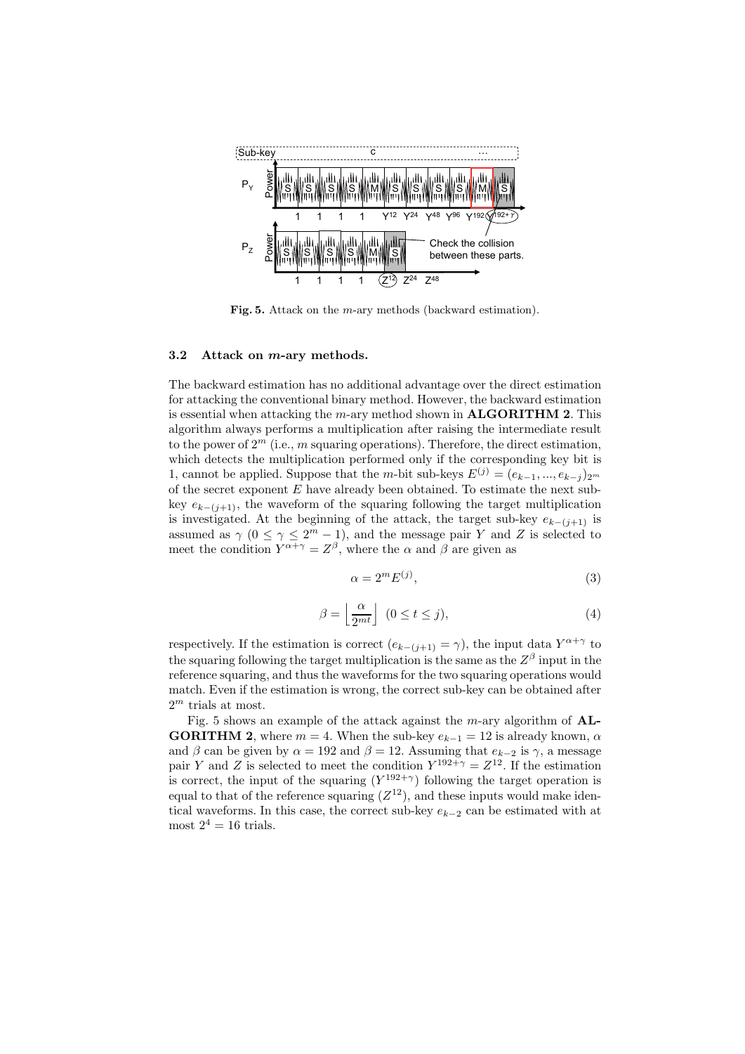**Fig. 5.** Attack on the $m$-ary methods (backward estimation).

### 3.2 Attack on $m$-ary methods.

The backward estimation has no additional advantage over the direct estimation for attacking the conventional binary method. However, the backward estimation is essential when attacking the $m$-ary method shown in **ALGORITHM 2**. This algorithm always performs a multiplication after raising the intermediate result to the power of $2^m$ (i.e., $m$ squaring operations). Therefore, the direct estimation, which detects the multiplication performed only if the corresponding key bit is 1, cannot be applied. Suppose that the $m$-bit sub-keys $E^{(j)} = (e_{k-1}, ..., e_{k-j})_{2^m}$ of the secret exponent $E$ have already been obtained. To estimate the next sub-key $e_{k-(j+1)}$, the waveform of the squaring following the target multiplication is investigated. At the beginning of the attack, the target sub-key $e_{k-(j+1)}$ is assumed as $\gamma$ $(0 \le \gamma \le 2^m - 1)$, and the message pair $Y$ and $Z$ is selected to meet the condition $Y^{\alpha+\gamma} = Z^{\beta}$, where the $\alpha$ and $\beta$ are given as

$$\alpha = 2^m E^{(j)}, \tag{3}$$

$$\beta = \left\lfloor \frac{\alpha}{2^{mt}} \right\rfloor \ \ (0 \le t \le j), \tag{4}$$

respectively. If the estimation is correct $(e_{k-(j+1)} = \gamma)$, the input data $Y^{\alpha+\gamma}$ to the squaring following the target multiplication is the same as the $Z^{\beta}$ input in the reference squaring, and thus the waveforms for the two squaring operations would match. Even if the estimation is wrong, the correct sub-key can be obtained after $2^m$ trials at most.

Fig. 5 shows an example of the attack against the $m$-ary algorithm of **ALGORITHM 2**, where $m = 4$. When the sub-key $e_{k-1} = 12$ is already known, $\alpha$ and $\beta$ can be given by $\alpha = 192$ and $\beta = 12$. Assuming that $e_{k-2}$ is $\gamma$, a message pair $Y$ and $Z$ is selected to meet the condition $Y^{192+\gamma} = Z^{12}$. If the estimation is correct, the input of the squaring $(Y^{192+\gamma})$ following the target operation is equal to that of the reference squaring $(Z^{12})$, and these inputs would make identical waveforms. In this case, the correct sub-key $e_{k-2}$ can be estimated with at most $2^4 = 16$ trials.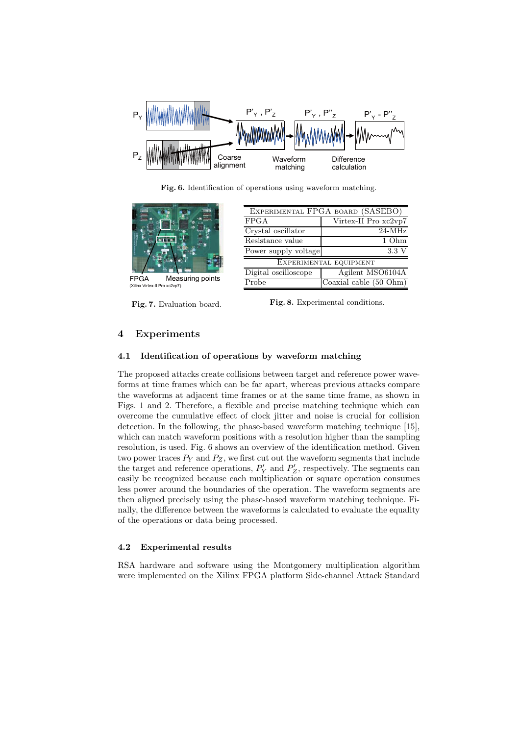Fig. 6. Identification of operations using waveform matching.

Fig. 7. Evaluation board.

| Experimental FPGA board (SASEBO) | |
|---|---|
| FPGA | Virtex-II Pro xc2vp7 |
| Crystal oscillator | 24-MHz |
| Resistance value | 1 Ohm |
| Power supply voltage | 3.3 V |
| Experimental equipment | |
| Digital oscilloscope | Agilent MSO6104A |
| Probe | Coaxial cable (50 Ohm) |

Fig. 8. Experimental conditions.

## 4 Experiments

### 4.1 Identification of operations by waveform matching

The proposed attacks create collisions between target and reference power waveforms at time frames which can be far apart, whereas previous attacks compare the waveforms at adjacent time frames or at the same time frame, as shown in Figs. 1 and 2. Therefore, a flexible and precise matching technique which can overcome the cumulative effect of clock jitter and noise is crucial for collision detection. In the following, the phase-based waveform matching technique [15], which can match waveform positions with a resolution higher than the sampling resolution, is used. Fig. 6 shows an overview of the identification method. Given two power traces $P_Y$ and $P_Z$, we first cut out the waveform segments that include the target and reference operations, $P'_Y$ and $P'_Z$, respectively. The segments can easily be recognized because each multiplication or square operation consumes less power around the boundaries of the operation. The waveform segments are then aligned precisely using the phase-based waveform matching technique. Finally, the difference between the waveforms is calculated to evaluate the equality of the operations or data being processed.

### 4.2 Experimental results

RSA hardware and software using the Montgomery multiplication algorithm were implemented on the Xilinx FPGA platform Side-channel Attack Standard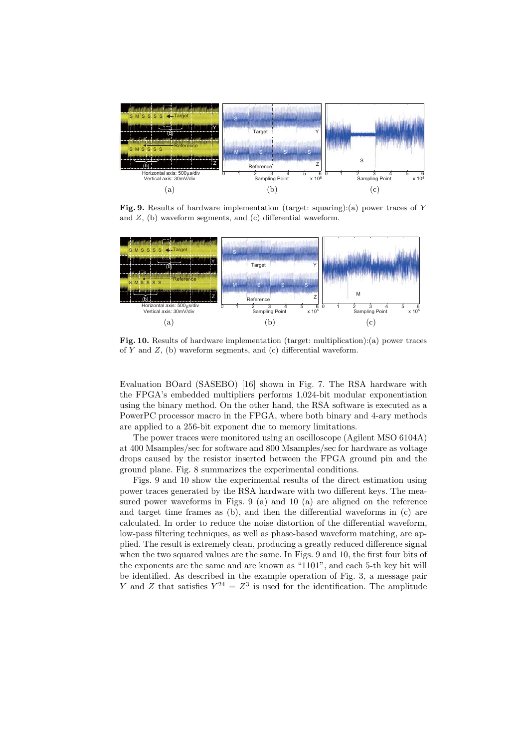**Fig. 9.** Results of hardware implementation (target: squaring):(a) power traces of $Y$ and $Z$, (b) waveform segments, and (c) differential waveform.

**Fig. 10.** Results of hardware implementation (target: multiplication):(a) power traces of $Y$ and $Z$, (b) waveform segments, and (c) differential waveform.

Evaluation BOard (SASEBO) [16] shown in Fig. 7. The RSA hardware with the FPGA's embedded multipliers performs 1,024-bit modular exponentiation using the binary method. On the other hand, the RSA software is executed as a PowerPC processor macro in the FPGA, where both binary and 4-ary methods are applied to a 256-bit exponent due to memory limitations.

The power traces were monitored using an oscilloscope (Agilent MSO 6104A) at 400 Msamples/sec for software and 800 Msamples/sec for hardware as voltage drops caused by the resistor inserted between the FPGA ground pin and the ground plane. Fig. 8 summarizes the experimental conditions.

Figs. 9 and 10 show the experimental results of the direct estimation using power traces generated by the RSA hardware with two different keys. The measured power waveforms in Figs. 9 (a) and 10 (a) are aligned on the reference and target time frames as (b), and then the differential waveforms in (c) are calculated. In order to reduce the noise distortion of the differential waveform, low-pass filtering techniques, as well as phase-based waveform matching, are applied. The result is extremely clean, producing a greatly reduced difference signal when the two squared values are the same. In Figs. 9 and 10, the first four bits of the exponents are the same and are known as "1101", and each 5-th key bit will be identified. As described in the example operation of Fig. 3, a message pair $Y$ and $Z$ that satisfies $Y^{24} = Z^3$ is used for the identification. The amplitude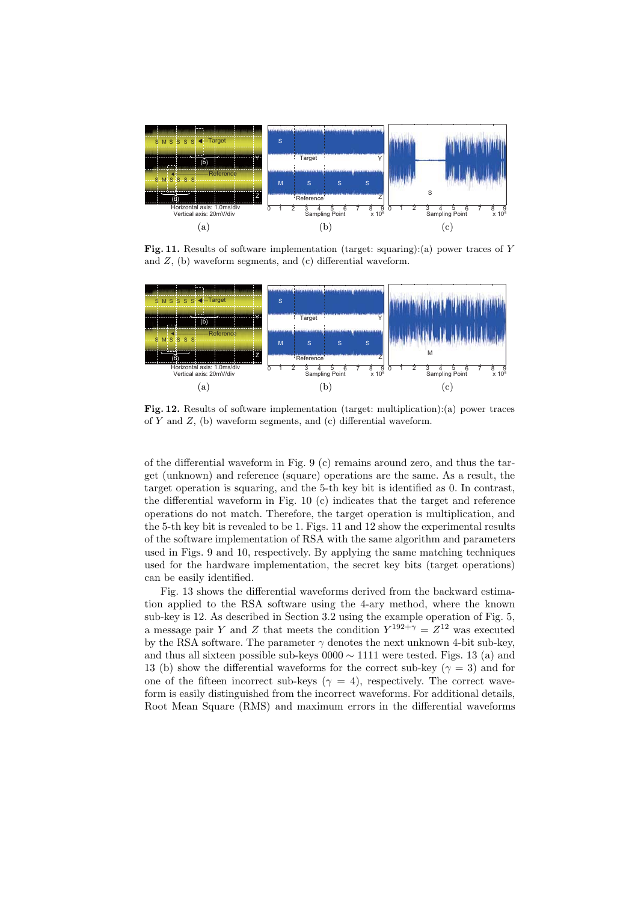**Fig. 11.** Results of software implementation (target: squaring):(a) power traces of $Y$ and $Z$, (b) waveform segments, and (c) differential waveform.

**Fig. 12.** Results of software implementation (target: multiplication):(a) power traces of $Y$ and $Z$, (b) waveform segments, and (c) differential waveform.

of the differential waveform in Fig. 9 (c) remains around zero, and thus the target (unknown) and reference (square) operations are the same. As a result, the target operation is squaring, and the 5-th key bit is identified as 0. In contrast, the differential waveform in Fig. 10 (c) indicates that the target and reference operations do not match. Therefore, the target operation is multiplication, and the 5-th key bit is revealed to be 1. Figs. 11 and 12 show the experimental results of the software implementation of RSA with the same algorithm and parameters used in Figs. 9 and 10, respectively. By applying the same matching techniques used for the hardware implementation, the secret key bits (target operations) can be easily identified.

Fig. 13 shows the differential waveforms derived from the backward estimation applied to the RSA software using the 4-ary method, where the known sub-key is 12. As described in Section 3.2 using the example operation of Fig. 5, a message pair $Y$ and $Z$ that meets the condition $Y^{192+\gamma} = Z^{12}$ was executed by the RSA software. The parameter $\gamma$ denotes the next unknown 4-bit sub-key, and thus all sixteen possible sub-keys $0000 \sim 1111$ were tested. Figs. 13 (a) and 13 (b) show the differential waveforms for the correct sub-key ($\gamma = 3$) and for one of the fifteen incorrect sub-keys ($\gamma = 4$), respectively. The correct waveform is easily distinguished from the incorrect waveforms. For additional details, Root Mean Square (RMS) and maximum errors in the differential waveforms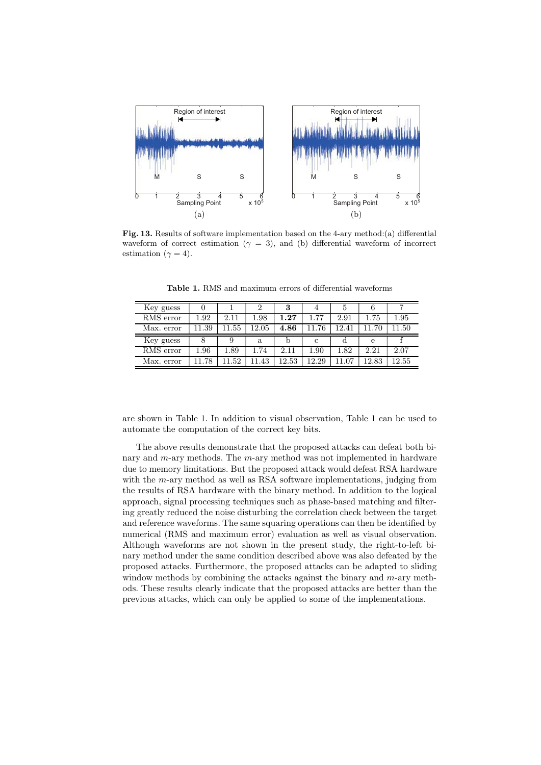**Fig. 13.** Results of software implementation based on the 4-ary method:(a) differential waveform of correct estimation ($\gamma = 3$), and (b) differential waveform of incorrect estimation ($\gamma = 4$).

**Table 1.** RMS and maximum errors of differential waveforms

| Key guess | 0 | 1 | 2 | **3** | 4 | 5 | 6 | 7 |
|---|---|---|---|---|---|---|---|---|
| RMS error | 1.92 | 2.11 | 1.98 | **1.27** | 1.77 | 2.91 | 1.75 | 1.95 |
| Max. error | 11.39 | 11.55 | 12.05 | **4.86** | 11.76 | 12.41 | 11.70 | 11.50 |
| Key guess | 8 | 9 | a | b | c | d | e | f |
| RMS error | 1.96 | 1.89 | 1.74 | 2.11 | 1.90 | 1.82 | 2.21 | 2.07 |
| Max. error | 11.78 | 11.52 | 11.43 | 12.53 | 12.29 | 11.07 | 12.83 | 12.55 |

are shown in Table 1. In addition to visual observation, Table 1 can be used to automate the computation of the correct key bits.

The above results demonstrate that the proposed attacks can defeat both binary and $m$-ary methods. The $m$-ary method was not implemented in hardware due to memory limitations. But the proposed attack would defeat RSA hardware with the $m$-ary method as well as RSA software implementations, judging from the results of RSA hardware with the binary method. In addition to the logical approach, signal processing techniques such as phase-based matching and filtering greatly reduced the noise disturbing the correlation check between the target and reference waveforms. The same squaring operations can then be identified by numerical (RMS and maximum error) evaluation as well as visual observation. Although waveforms are not shown in the present study, the right-to-left binary method under the same condition described above was also defeated by the proposed attacks. Furthermore, the proposed attacks can be adapted to sliding window methods by combining the attacks against the binary and $m$-ary methods. These results clearly indicate that the proposed attacks are better than the previous attacks, which can only be applied to some of the implementations.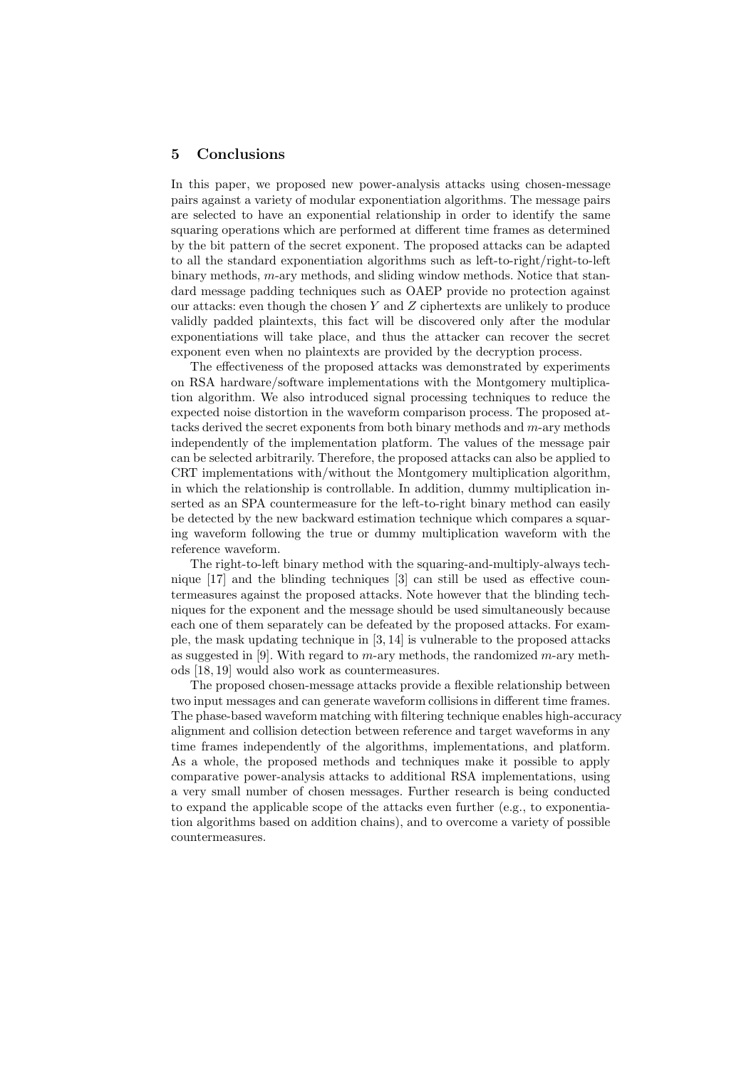## 5 Conclusions

In this paper, we proposed new power-analysis attacks using chosen-message pairs against a variety of modular exponentiation algorithms. The message pairs are selected to have an exponential relationship in order to identify the same squaring operations which are performed at different time frames as determined by the bit pattern of the secret exponent. The proposed attacks can be adapted to all the standard exponentiation algorithms such as left-to-right/right-to-left binary methods, $m$-ary methods, and sliding window methods. Notice that standard message padding techniques such as OAEP provide no protection against our attacks: even though the chosen $Y$ and $Z$ ciphertexts are unlikely to produce validly padded plaintexts, this fact will be discovered only after the modular exponentiations will take place, and thus the attacker can recover the secret exponent even when no plaintexts are provided by the decryption process.

The effectiveness of the proposed attacks was demonstrated by experiments on RSA hardware/software implementations with the Montgomery multiplication algorithm. We also introduced signal processing techniques to reduce the expected noise distortion in the waveform comparison process. The proposed attacks derived the secret exponents from both binary methods and $m$-ary methods independently of the implementation platform. The values of the message pair can be selected arbitrarily. Therefore, the proposed attacks can also be applied to CRT implementations with/without the Montgomery multiplication algorithm, in which the relationship is controllable. In addition, dummy multiplication inserted as an SPA countermeasure for the left-to-right binary method can easily be detected by the new backward estimation technique which compares a squaring waveform following the true or dummy multiplication waveform with the reference waveform.

The right-to-left binary method with the squaring-and-multiply-always technique [17] and the blinding techniques [3] can still be used as effective countermeasures against the proposed attacks. Note however that the blinding techniques for the exponent and the message should be used simultaneously because each one of them separately can be defeated by the proposed attacks. For example, the mask updating technique in [3, 14] is vulnerable to the proposed attacks as suggested in [9]. With regard to $m$-ary methods, the randomized $m$-ary methods [18, 19] would also work as countermeasures.

The proposed chosen-message attacks provide a flexible relationship between two input messages and can generate waveform collisions in different time frames. The phase-based waveform matching with filtering technique enables high-accuracy alignment and collision detection between reference and target waveforms in any time frames independently of the algorithms, implementations, and platform. As a whole, the proposed methods and techniques make it possible to apply comparative power-analysis attacks to additional RSA implementations, using a very small number of chosen messages. Further research is being conducted to expand the applicable scope of the attacks even further (e.g., to exponentiation algorithms based on addition chains), and to overcome a variety of possible countermeasures.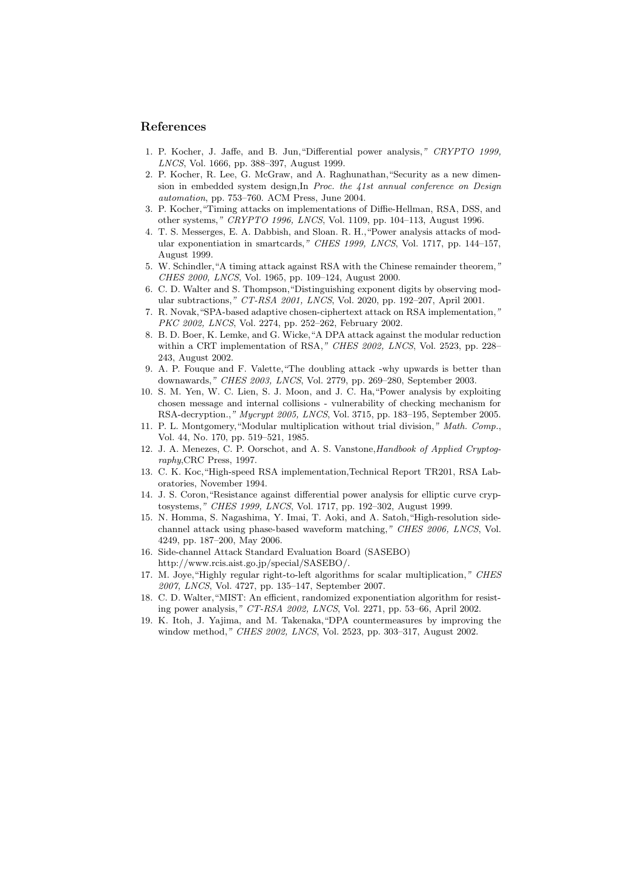## References

1. P. Kocher, J. Jaffe, and B. Jun,"Differential power analysis," *CRYPTO 1999, LNCS*, Vol. 1666, pp. 388–397, August 1999.
2. P. Kocher, R. Lee, G. McGraw, and A. Raghunathan,"Security as a new dimension in embedded system design,In *Proc. the 41st annual conference on Design automation*, pp. 753–760. ACM Press, June 2004.
3. P. Kocher,"Timing attacks on implementations of Diffie-Hellman, RSA, DSS, and other systems," *CRYPTO 1996, LNCS*, Vol. 1109, pp. 104–113, August 1996.
4. T. S. Messerges, E. A. Dabbish, and Sloan. R. H.,"Power analysis attacks of modular exponentiation in smartcards," *CHES 1999, LNCS*, Vol. 1717, pp. 144–157, August 1999.
5. W. Schindler,"A timing attack against RSA with the Chinese remainder theorem," *CHES 2000, LNCS*, Vol. 1965, pp. 109–124, August 2000.
6. C. D. Walter and S. Thompson,"Distinguishing exponent digits by observing modular subtractions," *CT-RSA 2001, LNCS*, Vol. 2020, pp. 192–207, April 2001.
7. R. Novak,"SPA-based adaptive chosen-ciphertext attack on RSA implementation," *PKC 2002, LNCS*, Vol. 2274, pp. 252–262, February 2002.
8. B. D. Boer, K. Lemke, and G. Wicke,"A DPA attack against the modular reduction within a CRT implementation of RSA," *CHES 2002, LNCS*, Vol. 2523, pp. 228–243, August 2002.
9. A. P. Fouque and F. Valette,"The doubling attack -why upwards is better than downawards," *CHES 2003, LNCS*, Vol. 2779, pp. 269–280, September 2003.
10. S. M. Yen, W. C. Lien, S. J. Moon, and J. C. Ha,"Power analysis by exploiting chosen message and internal collisions - vulnerability of checking mechanism for RSA-decryption.," *Mycrypt 2005, LNCS*, Vol. 3715, pp. 183–195, September 2005.
11. P. L. Montgomery,"Modular multiplication without trial division," *Math. Comp.*, Vol. 44, No. 170, pp. 519–521, 1985.
12. J. A. Menezes, C. P. Oorschot, and A. S. Vanstone,*Handbook of Applied Cryptography*,CRC Press, 1997.
13. C. K. Koc,"High-speed RSA implementation,Technical Report TR201, RSA Laboratories, November 1994.
14. J. S. Coron,"Resistance against differential power analysis for elliptic curve cryptosystems," *CHES 1999, LNCS*, Vol. 1717, pp. 192–302, August 1999.
15. N. Homma, S. Nagashima, Y. Imai, T. Aoki, and A. Satoh,"High-resolution side-channel attack using phase-based waveform matching," *CHES 2006, LNCS*, Vol. 4249, pp. 187–200, May 2006.
16. Side-channel Attack Standard Evaluation Board (SASEBO) http://www.rcis.aist.go.jp/special/SASEBO/.
17. M. Joye,"Highly regular right-to-left algorithms for scalar multiplication," *CHES 2007, LNCS*, Vol. 4727, pp. 135–147, September 2007.
18. C. D. Walter,"MIST: An efficient, randomized exponentiation algorithm for resisting power analysis," *CT-RSA 2002, LNCS*, Vol. 2271, pp. 53–66, April 2002.
19. K. Itoh, J. Yajima, and M. Takenaka,"DPA countermeasures by improving the window method," *CHES 2002, LNCS*, Vol. 2523, pp. 303–317, August 2002.